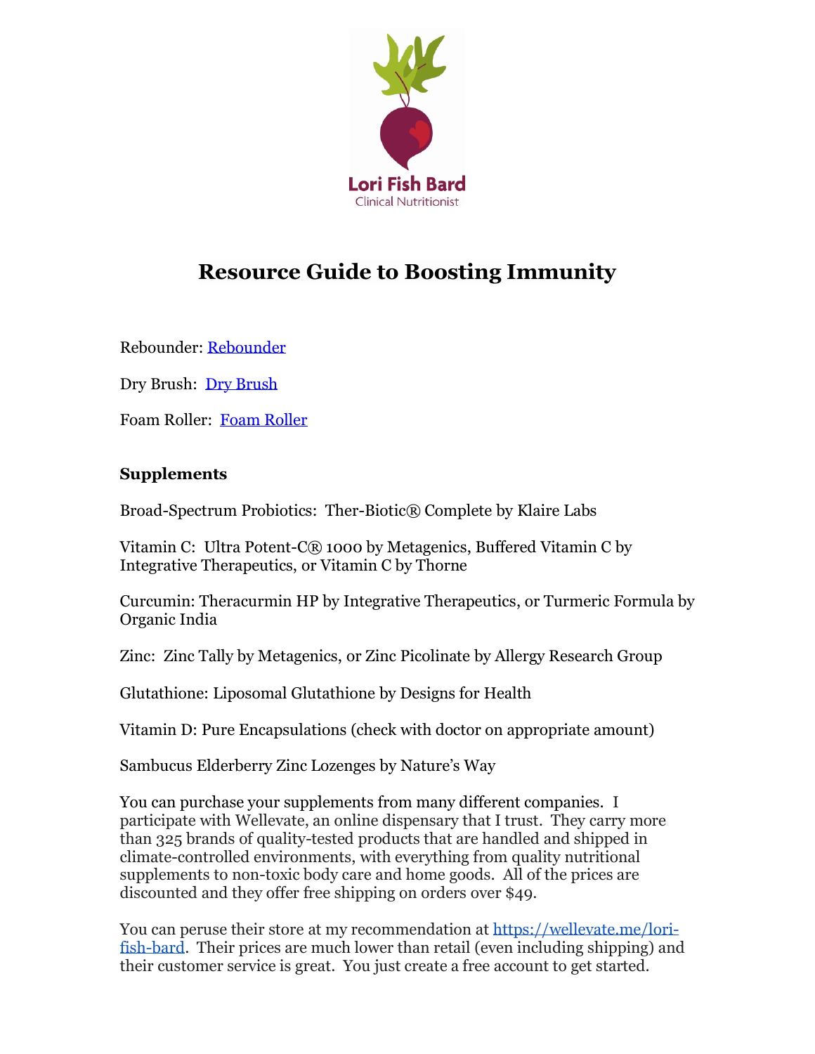Lori Fish Bard
Clinical Nutritionist

# Resource Guide to Boosting Immunity

Rebounder: [Rebounder]

Dry Brush: [Dry Brush]

Foam Roller: [Foam Roller]

### Supplements

Broad-Spectrum Probiotics: Ther-Biotic® Complete by Klaire Labs

Vitamin C: Ultra Potent-C® 1000 by Metagenics, Buffered Vitamin C by Integrative Therapeutics, or Vitamin C by Thorne

Curcumin: Theracurmin HP by Integrative Therapeutics, or Turmeric Formula by Organic India

Zinc: Zinc Tally by Metagenics, or Zinc Picolinate by Allergy Research Group

Glutathione: Liposomal Glutathione by Designs for Health

Vitamin D: Pure Encapsulations (check with doctor on appropriate amount)

Sambucus Elderberry Zinc Lozenges by Nature's Way

You can purchase your supplements from many different companies. I participate with Wellevate, an online dispensary that I trust. They carry more than 325 brands of quality-tested products that are handled and shipped in climate-controlled environments, with everything from quality nutritional supplements to non-toxic body care and home goods. All of the prices are discounted and they offer free shipping on orders over $49.

You can peruse their store at my recommendation at https://wellevate.me/lori-fish-bard. Their prices are much lower than retail (even including shipping) and their customer service is great. You just create a free account to get started.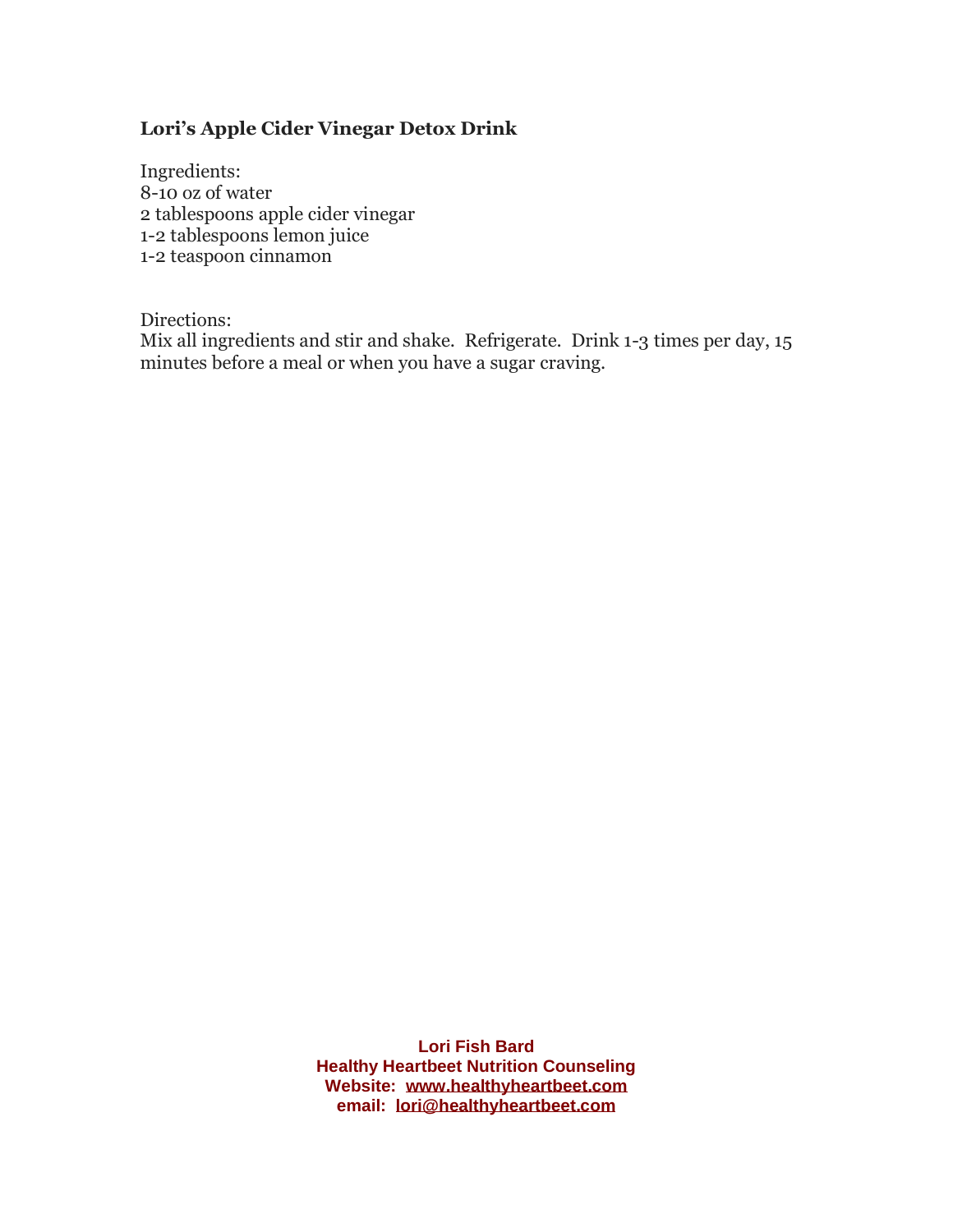## Lori's Apple Cider Vinegar Detox Drink

Ingredients:
8-10 oz of water
2 tablespoons apple cider vinegar
1-2 tablespoons lemon juice
1-2 teaspoon cinnamon

Directions:
Mix all ingredients and stir and shake. Refrigerate. Drink 1-3 times per day, 15 minutes before a meal or when you have a sugar craving.

**Lori Fish Bard**
**Healthy Heartbeet Nutrition Counseling**
**Website: www.healthyheartbeet.com**
**email: lori@healthyheartbeet.com**